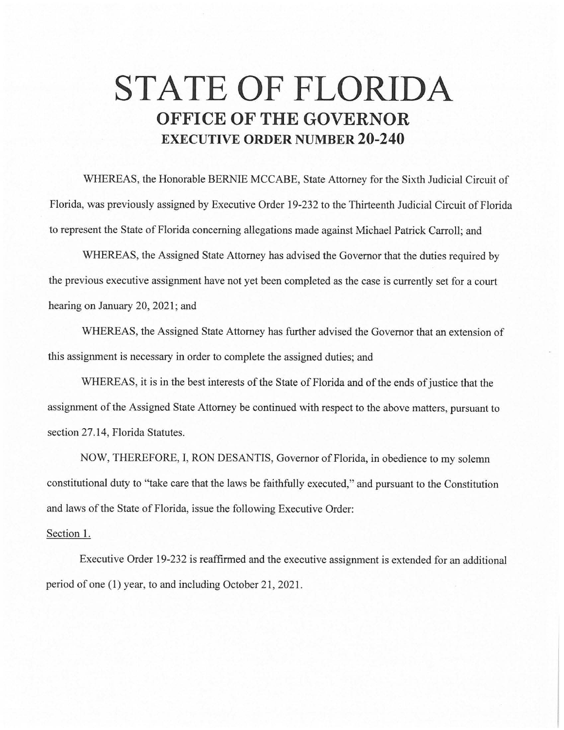# STATE OF FLORIDA

## OFFICE OF THE GOVERNOR

### EXECUTIVE ORDER NUMBER 20-240

WHEREAS, the Honorable BERNIE MCCABE, State Attorney for the Sixth Judicial Circuit of Florida, was previously assigned by Executive Order 19-232 to the Thirteenth Judicial Circuit of Florida to represent the State of Florida concerning allegations made against Michael Patrick Carroll; and

WHEREAS, the Assigned State Attorney has advised the Governor that the duties required by the previous executive assignment have not yet been completed as the case is currently set for a court hearing on January 20, 2021; and

WHEREAS, the Assigned State Attorney has further advised the Governor that an extension of this assignment is necessary in order to complete the assigned duties; and

WHEREAS, it is in the best interests of the State of Florida and of the ends of justice that the assignment of the Assigned State Attorney be continued with respect to the above matters, pursuant to section 27.14, Florida Statutes.

NOW, THEREFORE, I, RON DESANTIS, Governor of Florida, in obedience to my solemn constitutional duty to "take care that the laws be faithfully executed," and pursuant to the Constitution and laws of the State of Florida, issue the following Executive Order:

Section 1.

Executive Order 19-232 is reaffirmed and the executive assignment is extended for an additional period of one (1) year, to and including October 21, 2021.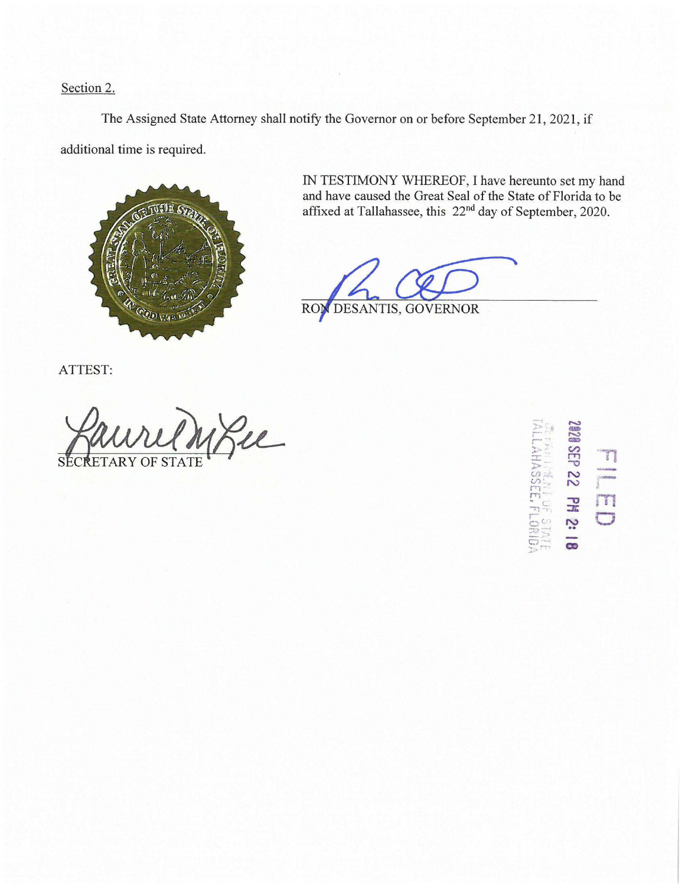Section 2.

The Assigned State Attorney shall notify the Governor on or before September 21, 2021, if additional time is required.

IN TESTIMONY WHEREOF, I have hereunto set my hand and have caused the Great Seal of the State of Florida to be affixed at Tallahassee, this 22nd day of September, 2020.

RON DESANTIS, GOVERNOR

ATTEST:

SECRETARY OF STATE

FILED

2020 SEP 22 PM 2:18

DEPARTMENT OF STATE
TALLAHASSEE, FLORIDA